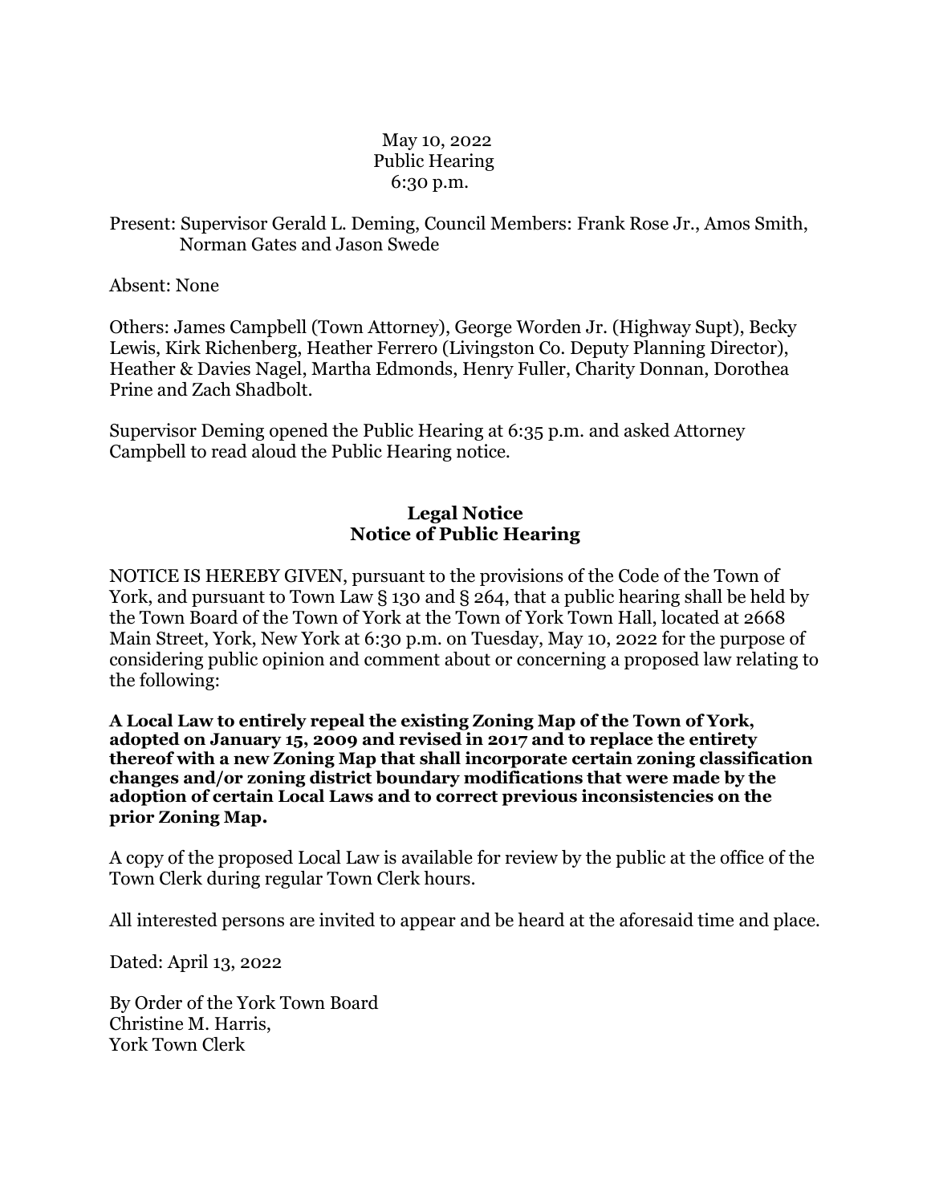May 10, 2022
Public Hearing
6:30 p.m.

Present: Supervisor Gerald L. Deming, Council Members: Frank Rose Jr., Amos Smith, Norman Gates and Jason Swede

Absent: None

Others: James Campbell (Town Attorney), George Worden Jr. (Highway Supt), Becky Lewis, Kirk Richenberg, Heather Ferrero (Livingston Co. Deputy Planning Director), Heather & Davies Nagel, Martha Edmonds, Henry Fuller, Charity Donnan, Dorothea Prine and Zach Shadbolt.

Supervisor Deming opened the Public Hearing at 6:35 p.m. and asked Attorney Campbell to read aloud the Public Hearing notice.

## Legal Notice
## Notice of Public Hearing

NOTICE IS HEREBY GIVEN, pursuant to the provisions of the Code of the Town of York, and pursuant to Town Law § 130 and § 264, that a public hearing shall be held by the Town Board of the Town of York at the Town of York Town Hall, located at 2668 Main Street, York, New York at 6:30 p.m. on Tuesday, May 10, 2022 for the purpose of considering public opinion and comment about or concerning a proposed law relating to the following:

**A Local Law to entirely repeal the existing Zoning Map of the Town of York, adopted on January 15, 2009 and revised in 2017 and to replace the entirety thereof with a new Zoning Map that shall incorporate certain zoning classification changes and/or zoning district boundary modifications that were made by the adoption of certain Local Laws and to correct previous inconsistencies on the prior Zoning Map.**

A copy of the proposed Local Law is available for review by the public at the office of the Town Clerk during regular Town Clerk hours.

All interested persons are invited to appear and be heard at the aforesaid time and place.

Dated: April 13, 2022

By Order of the York Town Board
Christine M. Harris,
York Town Clerk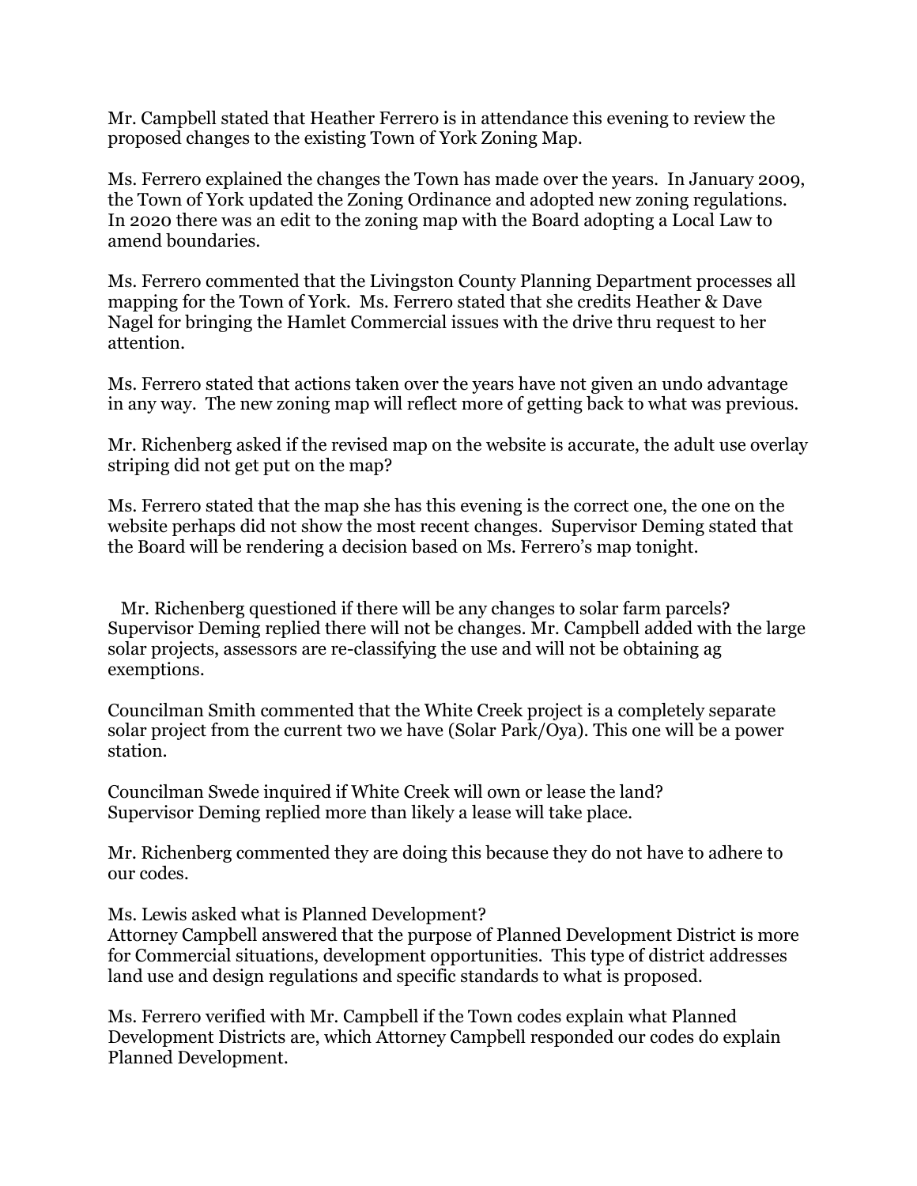Mr. Campbell stated that Heather Ferrero is in attendance this evening to review the proposed changes to the existing Town of York Zoning Map.

Ms. Ferrero explained the changes the Town has made over the years. In January 2009, the Town of York updated the Zoning Ordinance and adopted new zoning regulations. In 2020 there was an edit to the zoning map with the Board adopting a Local Law to amend boundaries.

Ms. Ferrero commented that the Livingston County Planning Department processes all mapping for the Town of York. Ms. Ferrero stated that she credits Heather & Dave Nagel for bringing the Hamlet Commercial issues with the drive thru request to her attention.

Ms. Ferrero stated that actions taken over the years have not given an undo advantage in any way. The new zoning map will reflect more of getting back to what was previous.

Mr. Richenberg asked if the revised map on the website is accurate, the adult use overlay striping did not get put on the map?

Ms. Ferrero stated that the map she has this evening is the correct one, the one on the website perhaps did not show the most recent changes. Supervisor Deming stated that the Board will be rendering a decision based on Ms. Ferrero's map tonight.

Mr. Richenberg questioned if there will be any changes to solar farm parcels? Supervisor Deming replied there will not be changes. Mr. Campbell added with the large solar projects, assessors are re-classifying the use and will not be obtaining ag exemptions.

Councilman Smith commented that the White Creek project is a completely separate solar project from the current two we have (Solar Park/Oya). This one will be a power station.

Councilman Swede inquired if White Creek will own or lease the land? Supervisor Deming replied more than likely a lease will take place.

Mr. Richenberg commented they are doing this because they do not have to adhere to our codes.

Ms. Lewis asked what is Planned Development? Attorney Campbell answered that the purpose of Planned Development District is more for Commercial situations, development opportunities. This type of district addresses land use and design regulations and specific standards to what is proposed.

Ms. Ferrero verified with Mr. Campbell if the Town codes explain what Planned Development Districts are, which Attorney Campbell responded our codes do explain Planned Development.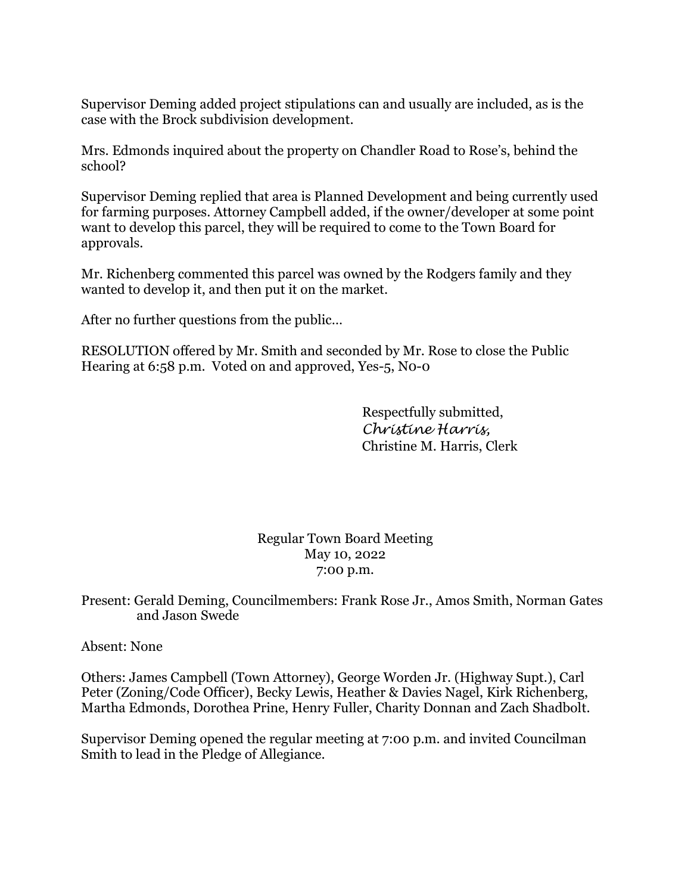Supervisor Deming added project stipulations can and usually are included, as is the case with the Brock subdivision development.

Mrs. Edmonds inquired about the property on Chandler Road to Rose's, behind the school?

Supervisor Deming replied that area is Planned Development and being currently used for farming purposes. Attorney Campbell added, if the owner/developer at some point want to develop this parcel, they will be required to come to the Town Board for approvals.

Mr. Richenberg commented this parcel was owned by the Rodgers family and they wanted to develop it, and then put it on the market.

After no further questions from the public…

RESOLUTION offered by Mr. Smith and seconded by Mr. Rose to close the Public Hearing at 6:58 p.m. Voted on and approved, Yes-5, No-0

Respectfully submitted,
*Christine Harris,*
Christine M. Harris, Clerk

Regular Town Board Meeting
May 10, 2022
7:00 p.m.

Present: Gerald Deming, Councilmembers: Frank Rose Jr., Amos Smith, Norman Gates and Jason Swede

Absent: None

Others: James Campbell (Town Attorney), George Worden Jr. (Highway Supt.), Carl Peter (Zoning/Code Officer), Becky Lewis, Heather & Davies Nagel, Kirk Richenberg, Martha Edmonds, Dorothea Prine, Henry Fuller, Charity Donnan and Zach Shadbolt.

Supervisor Deming opened the regular meeting at 7:00 p.m. and invited Councilman Smith to lead in the Pledge of Allegiance.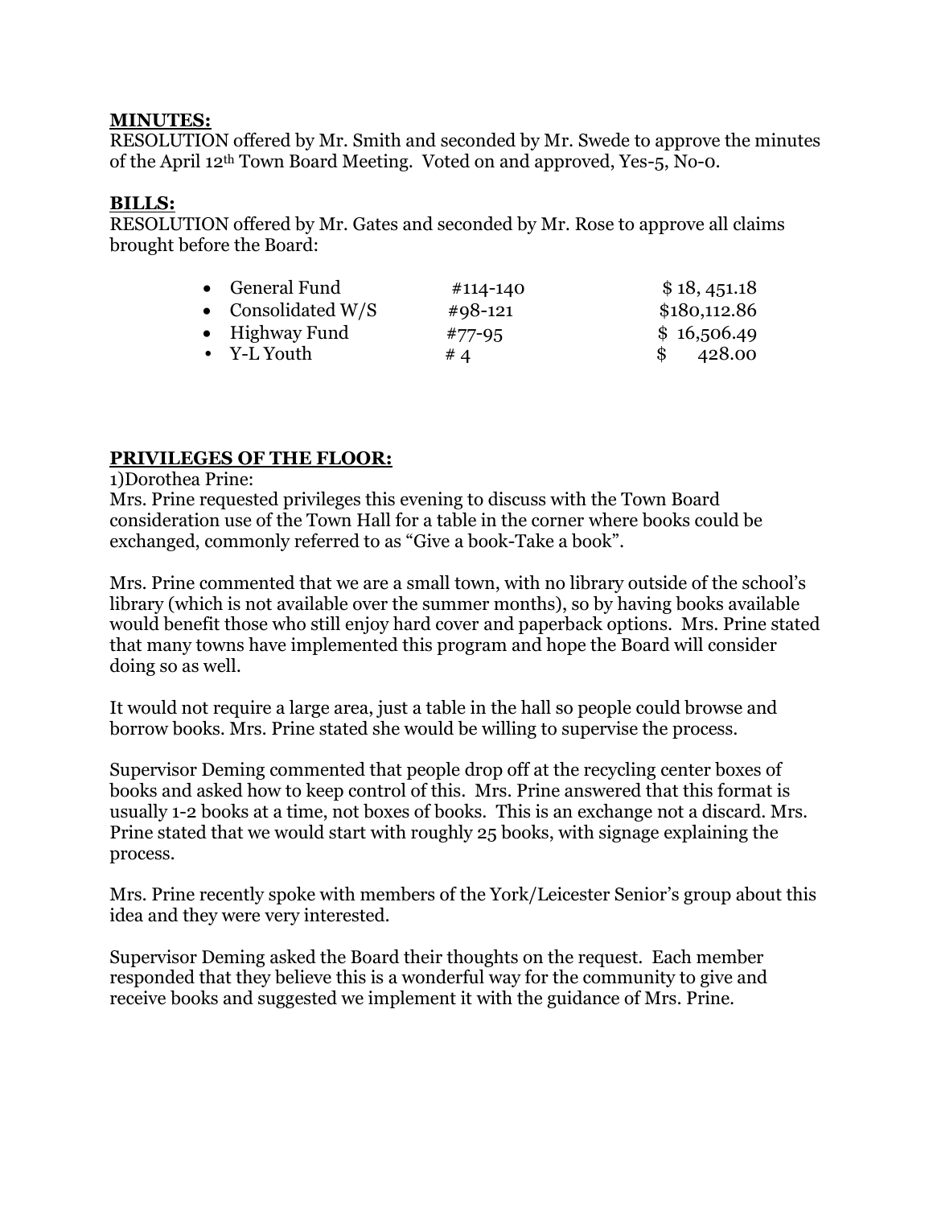**MINUTES:**
RESOLUTION offered by Mr. Smith and seconded by Mr. Swede to approve the minutes of the April 12th Town Board Meeting. Voted on and approved, Yes-5, No-0.

**BILLS:**
RESOLUTION offered by Mr. Gates and seconded by Mr. Rose to approve all claims brought before the Board:

| | | |
|---|---|---|
| • General Fund | #114-140 | $ 18, 451.18 |
| • Consolidated W/S | #98-121 | $180,112.86 |
| • Highway Fund | #77-95 | $ 16,506.49 |
| • Y-L Youth | # 4 | $ 428.00 |

**PRIVILEGES OF THE FLOOR:**
1)Dorothea Prine:
Mrs. Prine requested privileges this evening to discuss with the Town Board consideration use of the Town Hall for a table in the corner where books could be exchanged, commonly referred to as "Give a book-Take a book".

Mrs. Prine commented that we are a small town, with no library outside of the school's library (which is not available over the summer months), so by having books available would benefit those who still enjoy hard cover and paperback options. Mrs. Prine stated that many towns have implemented this program and hope the Board will consider doing so as well.

It would not require a large area, just a table in the hall so people could browse and borrow books. Mrs. Prine stated she would be willing to supervise the process.

Supervisor Deming commented that people drop off at the recycling center boxes of books and asked how to keep control of this. Mrs. Prine answered that this format is usually 1-2 books at a time, not boxes of books. This is an exchange not a discard. Mrs. Prine stated that we would start with roughly 25 books, with signage explaining the process.

Mrs. Prine recently spoke with members of the York/Leicester Senior's group about this idea and they were very interested.

Supervisor Deming asked the Board their thoughts on the request. Each member responded that they believe this is a wonderful way for the community to give and receive books and suggested we implement it with the guidance of Mrs. Prine.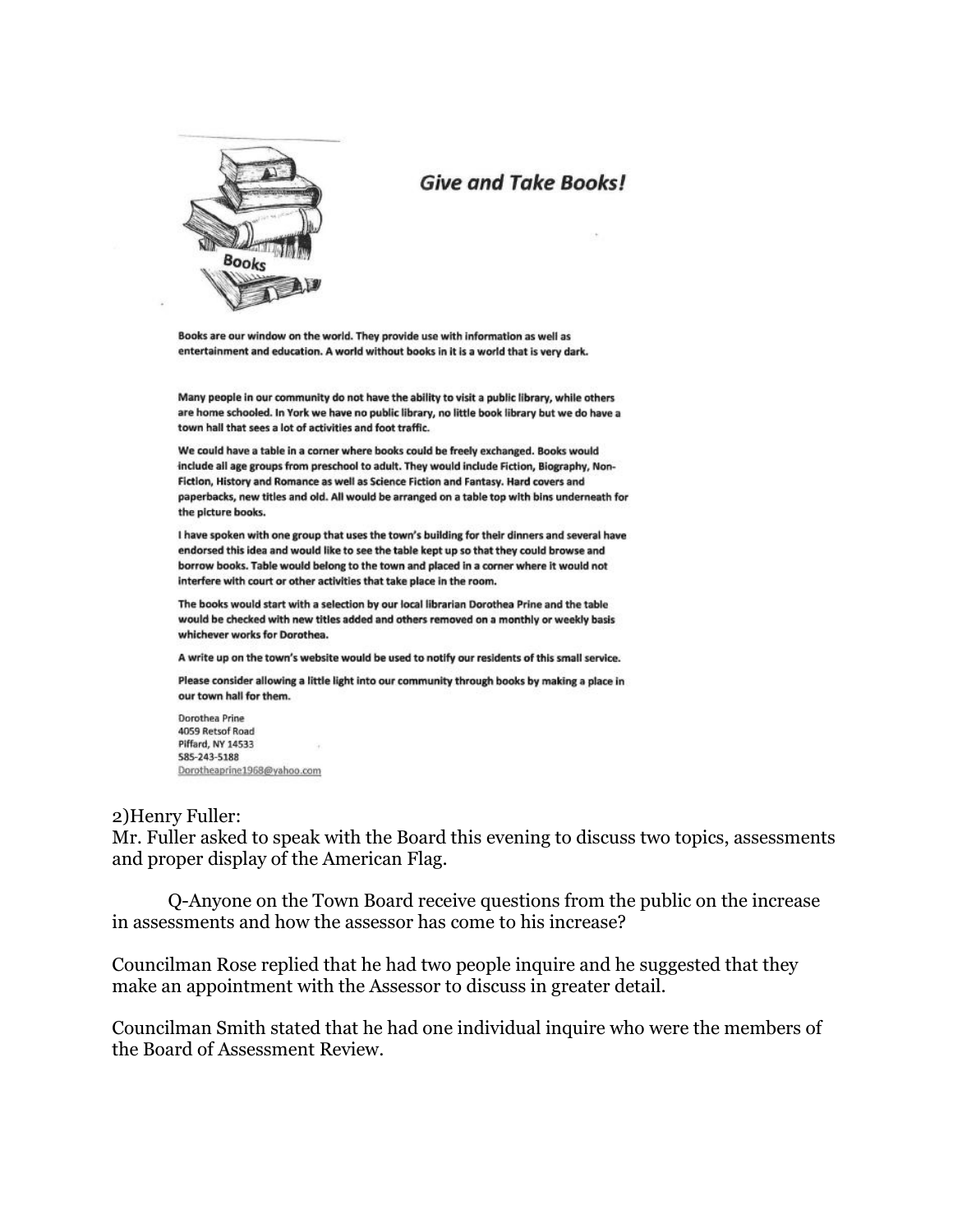## Give and Take Books!

Books

Books are our window on the world. They provide use with information as well as entertainment and education. A world without books in it is a world that is very dark.

Many people in our community do not have the ability to visit a public library, while others are home schooled. In York we have no public library, no little book library but we do have a town hall that sees a lot of activities and foot traffic.

We could have a table in a corner where books could be freely exchanged. Books would include all age groups from preschool to adult. They would include Fiction, Biography, Non-Fiction, History and Romance as well as Science Fiction and Fantasy. Hard covers and paperbacks, new titles and old. All would be arranged on a table top with bins underneath for the picture books.

I have spoken with one group that uses the town's building for their dinners and several have endorsed this idea and would like to see the table kept up so that they could browse and borrow books. Table would belong to the town and placed in a corner where it would not interfere with court or other activities that take place in the room.

The books would start with a selection by our local librarian Dorothea Prine and the table would be checked with new titles added and others removed on a monthly or weekly basis whichever works for Dorothea.

A write up on the town's website would be used to notify our residents of this small service.

Please consider allowing a little light into our community through books by making a place in our town hall for them.

Dorothea Prine
4059 Retsof Road
Piffard, NY 14533
585-243-5188
Dorotheaprine1968@yahoo.com

2)Henry Fuller:
Mr. Fuller asked to speak with the Board this evening to discuss two topics, assessments and proper display of the American Flag.

Q-Anyone on the Town Board receive questions from the public on the increase in assessments and how the assessor has come to his increase?

Councilman Rose replied that he had two people inquire and he suggested that they make an appointment with the Assessor to discuss in greater detail.

Councilman Smith stated that he had one individual inquire who were the members of the Board of Assessment Review.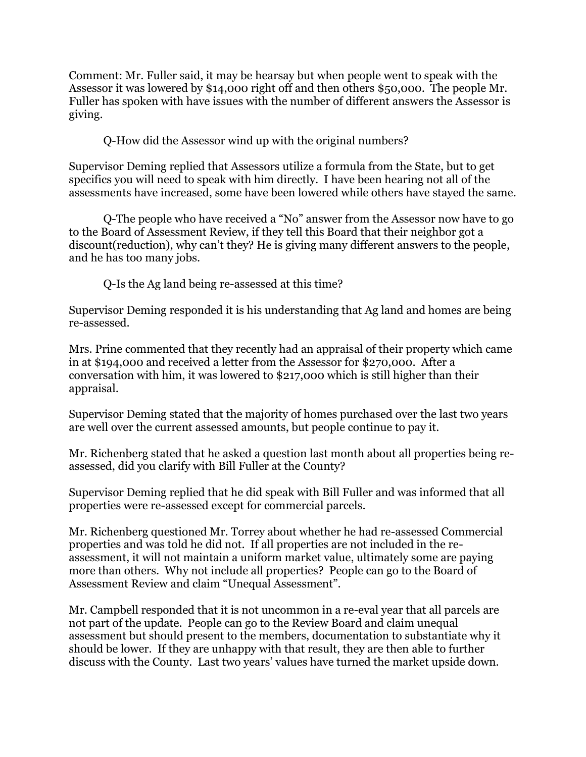Comment: Mr. Fuller said, it may be hearsay but when people went to speak with the Assessor it was lowered by $14,000 right off and then others $50,000. The people Mr. Fuller has spoken with have issues with the number of different answers the Assessor is giving.

Q-How did the Assessor wind up with the original numbers?

Supervisor Deming replied that Assessors utilize a formula from the State, but to get specifics you will need to speak with him directly. I have been hearing not all of the assessments have increased, some have been lowered while others have stayed the same.

Q-The people who have received a "No" answer from the Assessor now have to go to the Board of Assessment Review, if they tell this Board that their neighbor got a discount(reduction), why can't they? He is giving many different answers to the people, and he has too many jobs.

Q-Is the Ag land being re-assessed at this time?

Supervisor Deming responded it is his understanding that Ag land and homes are being re-assessed.

Mrs. Prine commented that they recently had an appraisal of their property which came in at $194,000 and received a letter from the Assessor for $270,000. After a conversation with him, it was lowered to $217,000 which is still higher than their appraisal.

Supervisor Deming stated that the majority of homes purchased over the last two years are well over the current assessed amounts, but people continue to pay it.

Mr. Richenberg stated that he asked a question last month about all properties being re-assessed, did you clarify with Bill Fuller at the County?

Supervisor Deming replied that he did speak with Bill Fuller and was informed that all properties were re-assessed except for commercial parcels.

Mr. Richenberg questioned Mr. Torrey about whether he had re-assessed Commercial properties and was told he did not. If all properties are not included in the re-assessment, it will not maintain a uniform market value, ultimately some are paying more than others. Why not include all properties? People can go to the Board of Assessment Review and claim "Unequal Assessment".

Mr. Campbell responded that it is not uncommon in a re-eval year that all parcels are not part of the update. People can go to the Review Board and claim unequal assessment but should present to the members, documentation to substantiate why it should be lower. If they are unhappy with that result, they are then able to further discuss with the County. Last two years' values have turned the market upside down.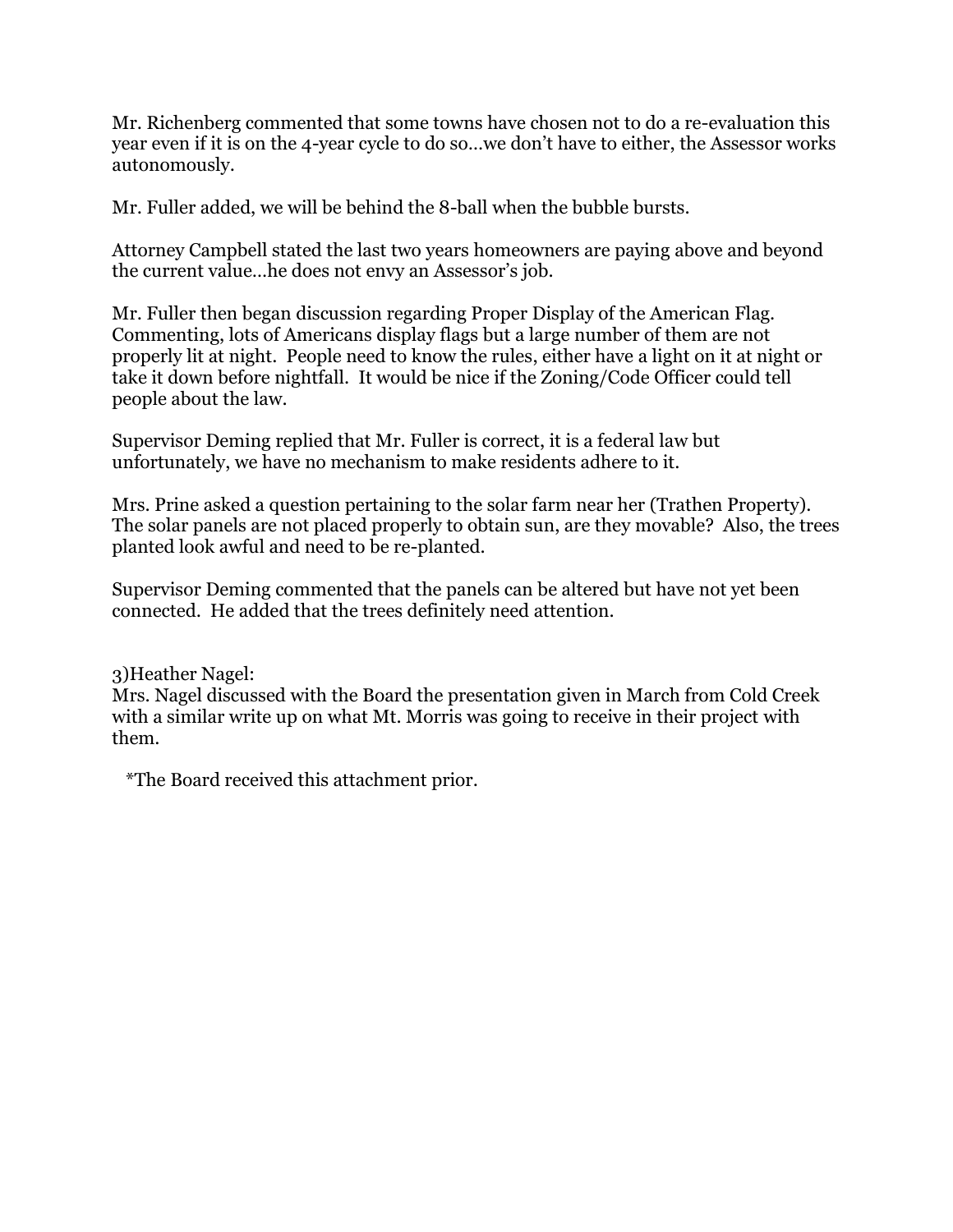Mr. Richenberg commented that some towns have chosen not to do a re-evaluation this year even if it is on the 4-year cycle to do so…we don't have to either, the Assessor works autonomously.

Mr. Fuller added, we will be behind the 8-ball when the bubble bursts.

Attorney Campbell stated the last two years homeowners are paying above and beyond the current value…he does not envy an Assessor's job.

Mr. Fuller then began discussion regarding Proper Display of the American Flag. Commenting, lots of Americans display flags but a large number of them are not properly lit at night. People need to know the rules, either have a light on it at night or take it down before nightfall. It would be nice if the Zoning/Code Officer could tell people about the law.

Supervisor Deming replied that Mr. Fuller is correct, it is a federal law but unfortunately, we have no mechanism to make residents adhere to it.

Mrs. Prine asked a question pertaining to the solar farm near her (Trathen Property). The solar panels are not placed properly to obtain sun, are they movable? Also, the trees planted look awful and need to be re-planted.

Supervisor Deming commented that the panels can be altered but have not yet been connected. He added that the trees definitely need attention.

3)Heather Nagel:
Mrs. Nagel discussed with the Board the presentation given in March from Cold Creek with a similar write up on what Mt. Morris was going to receive in their project with them.

*The Board received this attachment prior.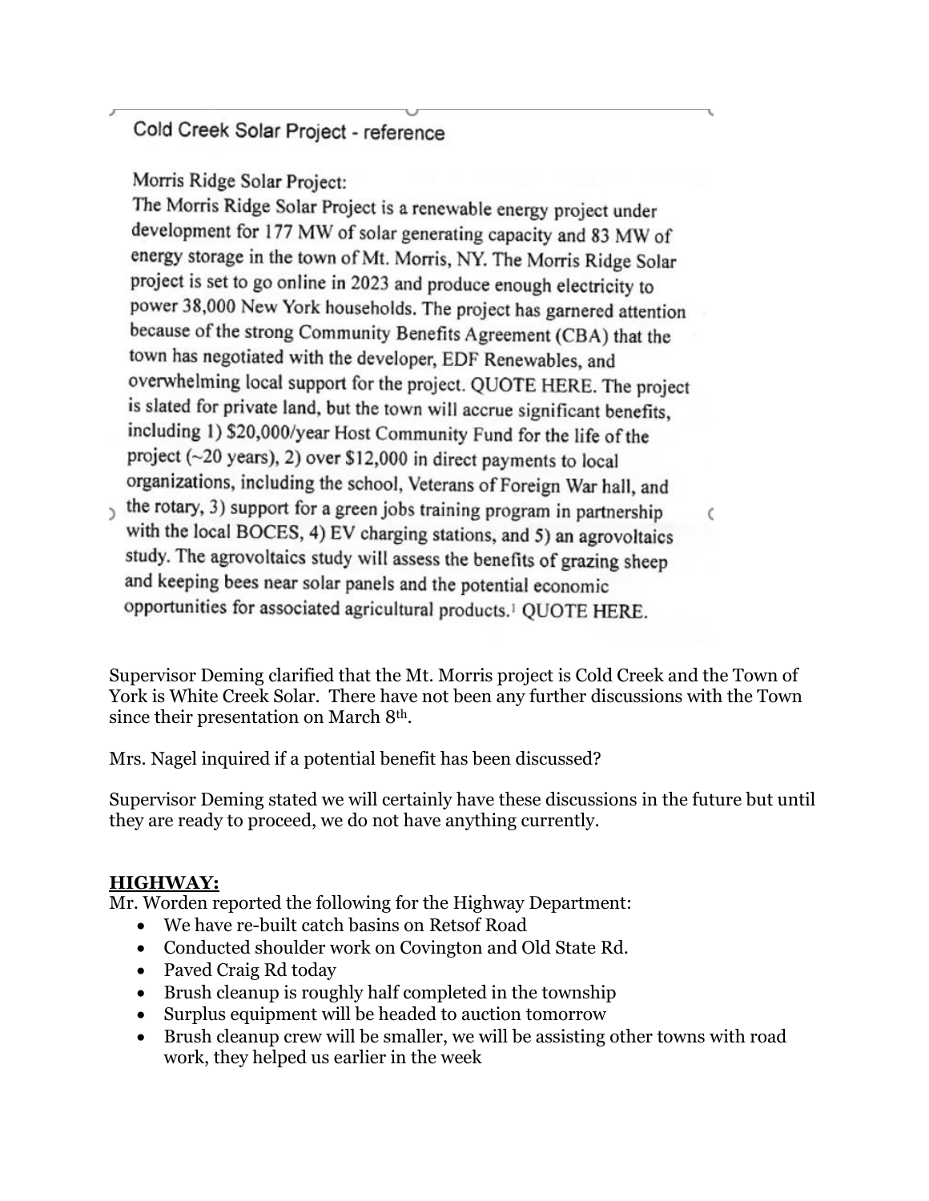Cold Creek Solar Project - reference

Morris Ridge Solar Project:

The Morris Ridge Solar Project is a renewable energy project under development for 177 MW of solar generating capacity and 83 MW of energy storage in the town of Mt. Morris, NY. The Morris Ridge Solar project is set to go online in 2023 and produce enough electricity to power 38,000 New York households. The project has garnered attention because of the strong Community Benefits Agreement (CBA) that the town has negotiated with the developer, EDF Renewables, and overwhelming local support for the project. QUOTE HERE. The project is slated for private land, but the town will accrue significant benefits, including 1) $20,000/year Host Community Fund for the life of the project (~20 years), 2) over $12,000 in direct payments to local organizations, including the school, Veterans of Foreign War hall, and the rotary, 3) support for a green jobs training program in partnership with the local BOCES, 4) EV charging stations, and 5) an agrovoltaics study. The agrovoltaics study will assess the benefits of grazing sheep and keeping bees near solar panels and the potential economic opportunities for associated agricultural products.[1] QUOTE HERE.

Supervisor Deming clarified that the Mt. Morris project is Cold Creek and the Town of York is White Creek Solar. There have not been any further discussions with the Town since their presentation on March 8th.

Mrs. Nagel inquired if a potential benefit has been discussed?

Supervisor Deming stated we will certainly have these discussions in the future but until they are ready to proceed, we do not have anything currently.

## HIGHWAY:

Mr. Worden reported the following for the Highway Department:

- We have re-built catch basins on Retsof Road
- Conducted shoulder work on Covington and Old State Rd.
- Paved Craig Rd today
- Brush cleanup is roughly half completed in the township
- Surplus equipment will be headed to auction tomorrow
- Brush cleanup crew will be smaller, we will be assisting other towns with road work, they helped us earlier in the week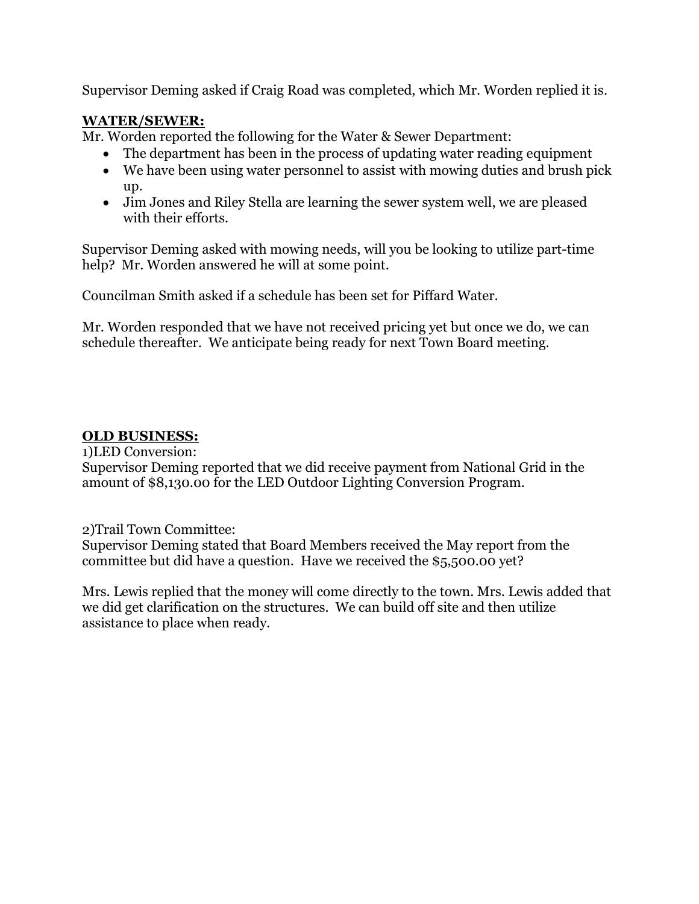Supervisor Deming asked if Craig Road was completed, which Mr. Worden replied it is.

**WATER/SEWER:**

Mr. Worden reported the following for the Water & Sewer Department:

- The department has been in the process of updating water reading equipment
- We have been using water personnel to assist with mowing duties and brush pick up.
- Jim Jones and Riley Stella are learning the sewer system well, we are pleased with their efforts.

Supervisor Deming asked with mowing needs, will you be looking to utilize part-time help? Mr. Worden answered he will at some point.

Councilman Smith asked if a schedule has been set for Piffard Water.

Mr. Worden responded that we have not received pricing yet but once we do, we can schedule thereafter. We anticipate being ready for next Town Board meeting.

**OLD BUSINESS:**

1)LED Conversion:

Supervisor Deming reported that we did receive payment from National Grid in the amount of $8,130.00 for the LED Outdoor Lighting Conversion Program.

2)Trail Town Committee:

Supervisor Deming stated that Board Members received the May report from the committee but did have a question. Have we received the $5,500.00 yet?

Mrs. Lewis replied that the money will come directly to the town. Mrs. Lewis added that we did get clarification on the structures. We can build off site and then utilize assistance to place when ready.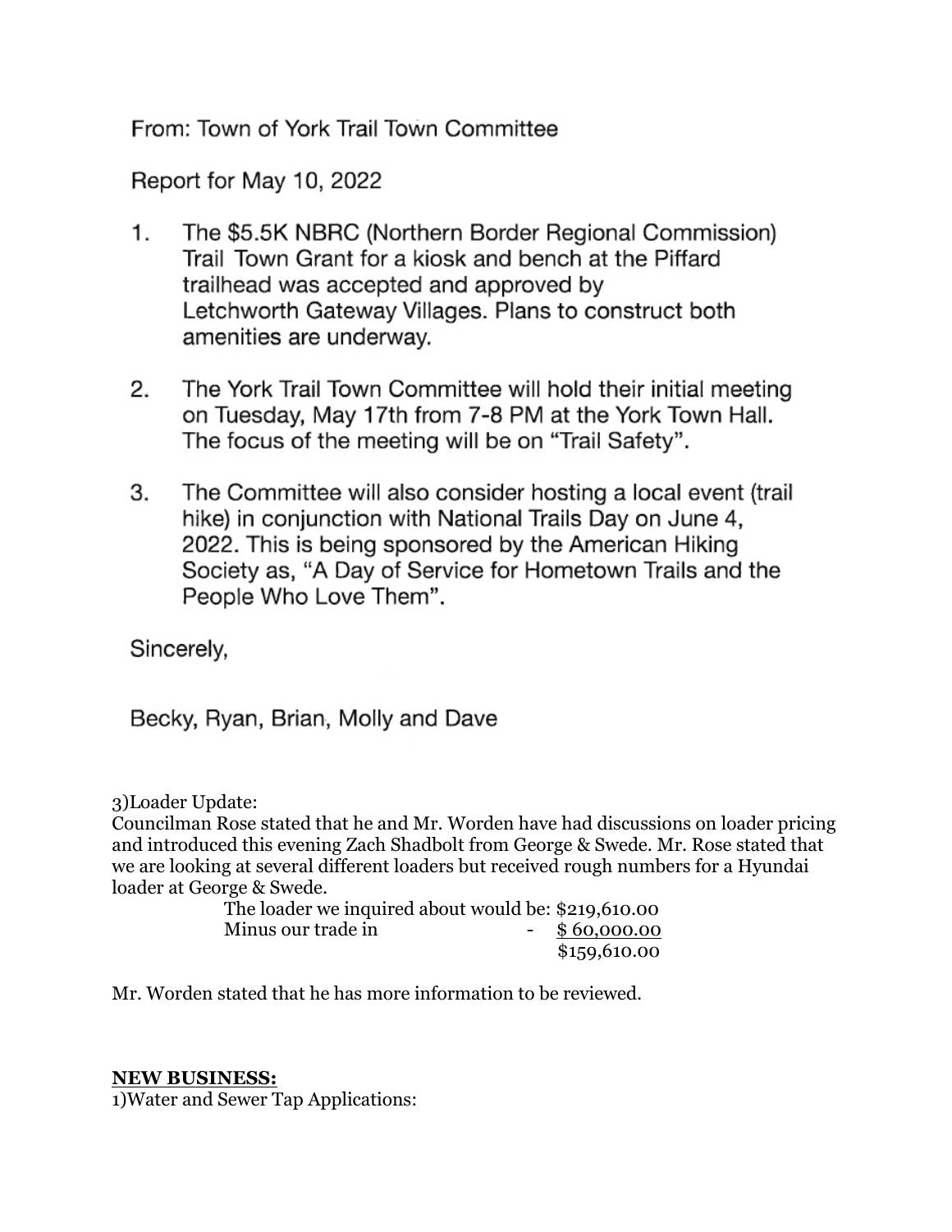From: Town of York Trail Town Committee

Report for May 10, 2022

1. The $5.5K NBRC (Northern Border Regional Commission) Trail Town Grant for a kiosk and bench at the Piffard trailhead was accepted and approved by Letchworth Gateway Villages. Plans to construct both amenities are underway.

2. The York Trail Town Committee will hold their initial meeting on Tuesday, May 17th from 7-8 PM at the York Town Hall. The focus of the meeting will be on "Trail Safety".

3. The Committee will also consider hosting a local event (trail hike) in conjunction with National Trails Day on June 4, 2022. This is being sponsored by the American Hiking Society as, "A Day of Service for Hometown Trails and the People Who Love Them".

Sincerely,

Becky, Ryan, Brian, Molly and Dave

3)Loader Update:
Councilman Rose stated that he and Mr. Worden have had discussions on loader pricing and introduced this evening Zach Shadbolt from George & Swede. Mr. Rose stated that we are looking at several different loaders but received rough numbers for a Hyundai loader at George & Swede.

| | |
|---|---|
| The loader we inquired about would be: | $219,610.00 |
| Minus our trade in | - <u>$ 60,000.00</u> |
| | $159,610.00 |

Mr. Worden stated that he has more information to be reviewed.

**NEW BUSINESS:**

1)Water and Sewer Tap Applications: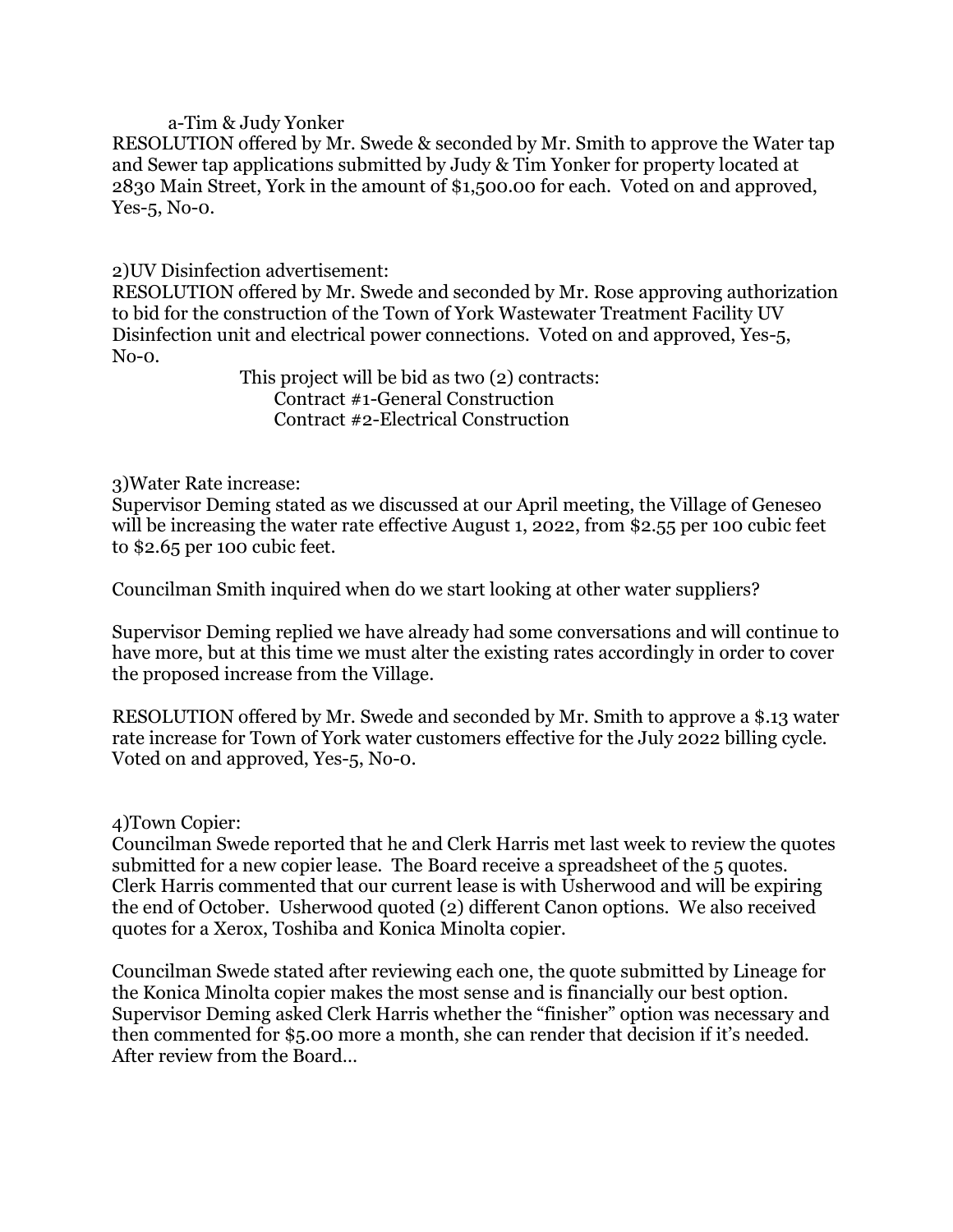a-Tim & Judy Yonker

RESOLUTION offered by Mr. Swede & seconded by Mr. Smith to approve the Water tap and Sewer tap applications submitted by Judy & Tim Yonker for property located at 2830 Main Street, York in the amount of $1,500.00 for each. Voted on and approved, Yes-5, No-0.

2)UV Disinfection advertisement:

RESOLUTION offered by Mr. Swede and seconded by Mr. Rose approving authorization to bid for the construction of the Town of York Wastewater Treatment Facility UV Disinfection unit and electrical power connections. Voted on and approved, Yes-5, No-0.

This project will be bid as two (2) contracts:

Contract #1-General Construction

Contract #2-Electrical Construction

3)Water Rate increase:

Supervisor Deming stated as we discussed at our April meeting, the Village of Geneseo will be increasing the water rate effective August 1, 2022, from $2.55 per 100 cubic feet to $2.65 per 100 cubic feet.

Councilman Smith inquired when do we start looking at other water suppliers?

Supervisor Deming replied we have already had some conversations and will continue to have more, but at this time we must alter the existing rates accordingly in order to cover the proposed increase from the Village.

RESOLUTION offered by Mr. Swede and seconded by Mr. Smith to approve a $.13 water rate increase for Town of York water customers effective for the July 2022 billing cycle. Voted on and approved, Yes-5, No-0.

4)Town Copier:

Councilman Swede reported that he and Clerk Harris met last week to review the quotes submitted for a new copier lease. The Board receive a spreadsheet of the 5 quotes. Clerk Harris commented that our current lease is with Usherwood and will be expiring the end of October. Usherwood quoted (2) different Canon options. We also received quotes for a Xerox, Toshiba and Konica Minolta copier.

Councilman Swede stated after reviewing each one, the quote submitted by Lineage for the Konica Minolta copier makes the most sense and is financially our best option. Supervisor Deming asked Clerk Harris whether the "finisher" option was necessary and then commented for $5.00 more a month, she can render that decision if it's needed. After review from the Board…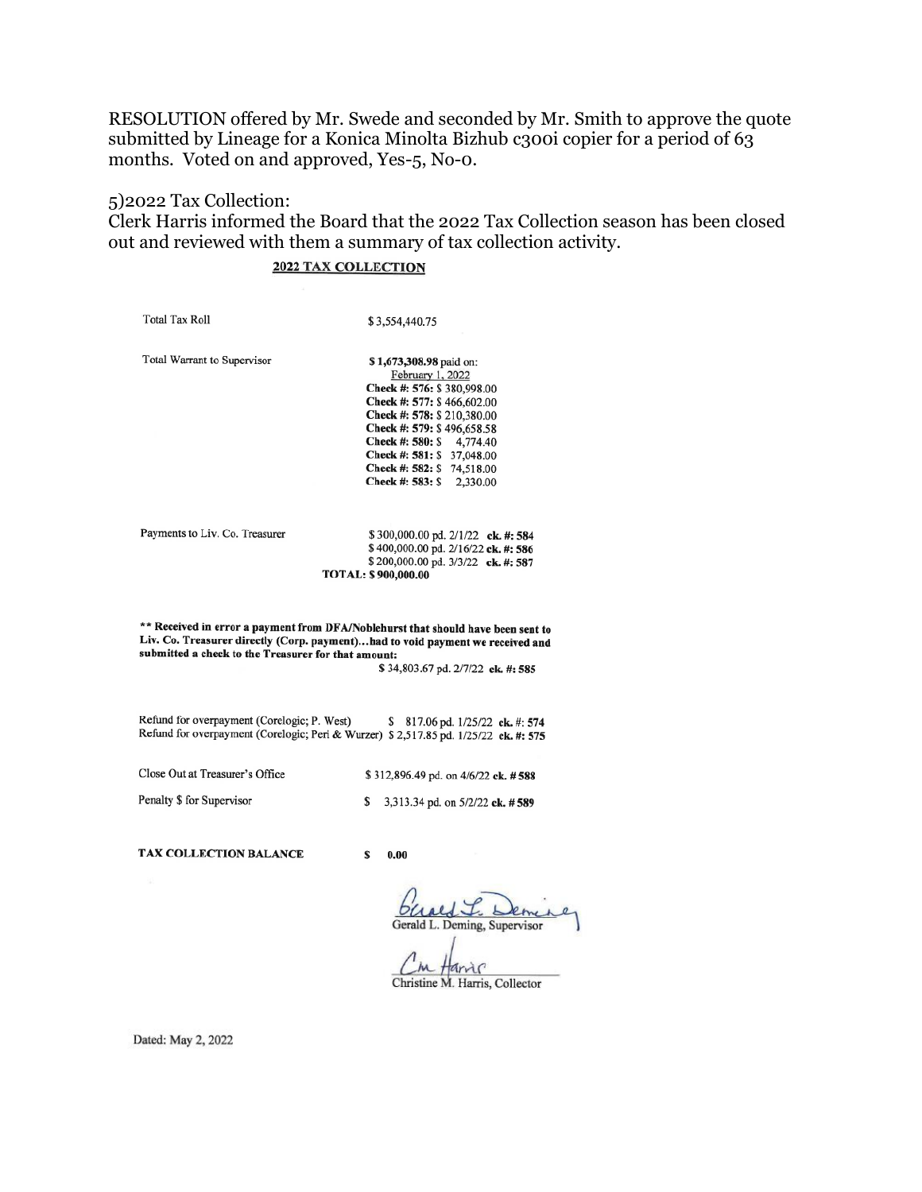RESOLUTION offered by Mr. Swede and seconded by Mr. Smith to approve the quote submitted by Lineage for a Konica Minolta Bizhub c300i copier for a period of 63 months. Voted on and approved, Yes-5, No-0.

5)2022 Tax Collection:
Clerk Harris informed the Board that the 2022 Tax Collection season has been closed out and reviewed with them a summary of tax collection activity.

**2022 TAX COLLECTION**

| | |
|---|---|
| Total Tax Roll | $ 3,554,440.75 |
| Total Warrant to Supervisor | **$ 1,673,308.98** paid on: February 1, 2022<br>**Check #: 576:** $ 380,998.00<br>**Check #: 577:** $ 466,602.00<br>**Check #: 578:** $ 210,380.00<br>**Check #: 579:** $ 496,658.58<br>**Check #: 580:** $ 4,774.40<br>**Check #: 581:** $ 37,048.00<br>**Check #: 582:** $ 74,518.00<br>**Check #: 583:** $ 2,330.00 |
| Payments to Liv. Co. Treasurer | $ 300,000.00 pd. 2/1/22 **ck. #: 584**<br>$ 400,000.00 pd. 2/16/22 **ck. #: 586**<br>$ 200,000.00 pd. 3/3/22 **ck. #: 587**<br>**TOTAL: $ 900,000.00** |

**\*\* Received in error a payment from DFA/Noblehurst that should have been sent to Liv. Co. Treasurer directly (Corp. payment)...had to void payment we received and submitted a check to the Treasurer for that amount:**
$ 34,803.67 pd. 2/7/22 **ck. #: 585**

| | |
|---|---|
| Refund for overpayment (Corelogic; P. West) | $ 817.06 pd. 1/25/22 **ck. #: 574** |
| Refund for overpayment (Corelogic; Peri & Wurzer) | $ 2,517.85 pd. 1/25/22 **ck. #: 575** |
| Close Out at Treasurer's Office | $ 312,896.49 pd. on 4/6/22 **ck. # 588** |
| Penalty $ for Supervisor | $ 3,313.34 pd. on 5/2/22 **ck. # 589** |
| **TAX COLLECTION BALANCE** | **$ 0.00** |

Gerald L. Deming, Supervisor

Christine M. Harris, Collector

Dated: May 2, 2022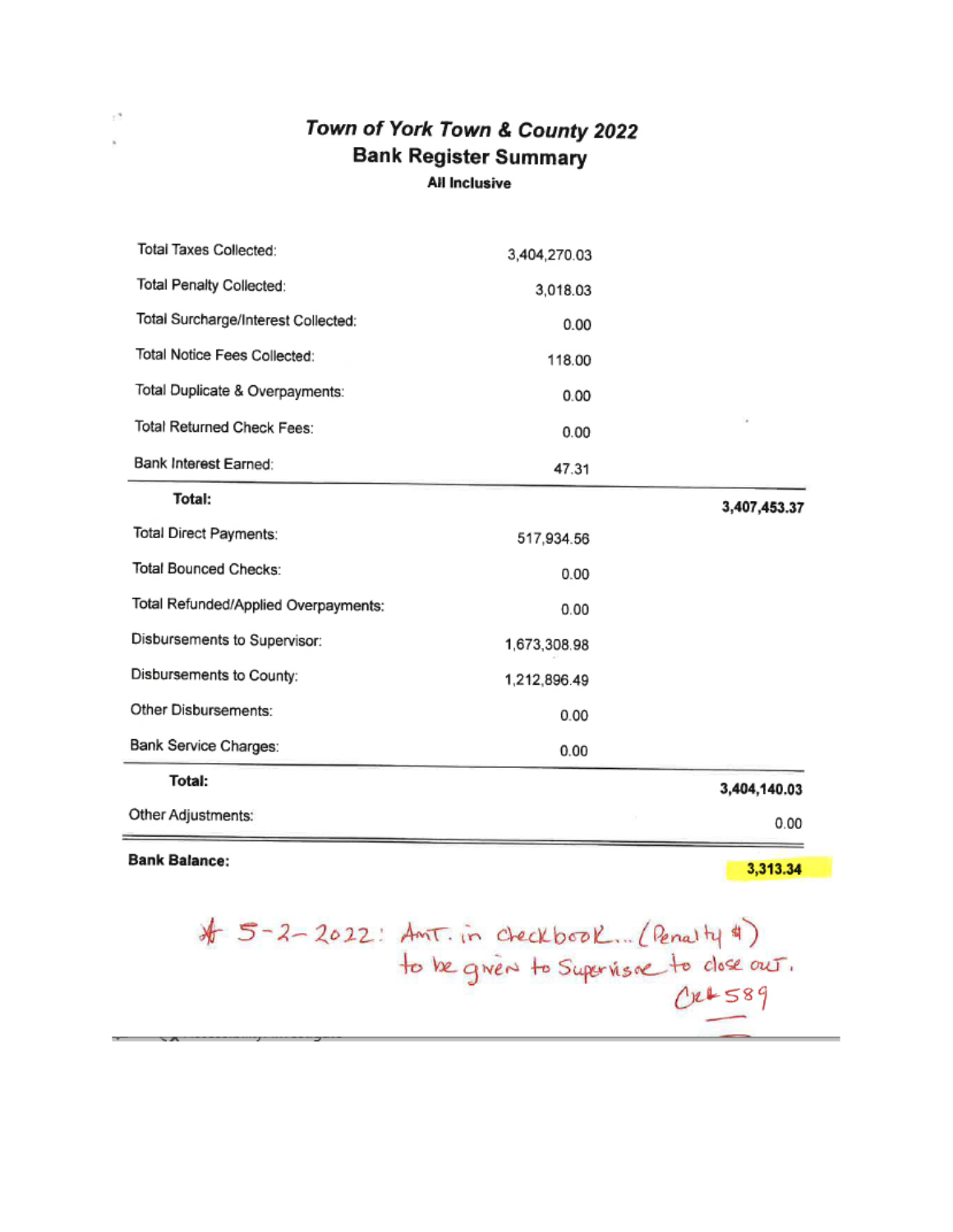# Town of York Town & County 2022

## Bank Register Summary

**All Inclusive**

| | | |
|---|---|---|
| Total Taxes Collected: | 3,404,270.03 | |
| Total Penalty Collected: | 3,018.03 | |
| Total Surcharge/Interest Collected: | 0.00 | |
| Total Notice Fees Collected: | 118.00 | |
| Total Duplicate & Overpayments: | 0.00 | |
| Total Returned Check Fees: | 0.00 | |
| Bank Interest Earned: | 47.31 | |
| **Total:** | | **3,407,453.37** |
| Total Direct Payments: | 517,934.56 | |
| Total Bounced Checks: | 0.00 | |
| Total Refunded/Applied Overpayments: | 0.00 | |
| Disbursements to Supervisor: | 1,673,308.98 | |
| Disbursements to County: | 1,212,896.49 | |
| Other Disbursements: | 0.00 | |
| Bank Service Charges: | 0.00 | |
| **Total:** | | **3,404,140.03** |
| Other Adjustments: | | 0.00 |
| **Bank Balance:** | | **3,313.34** |

* 5-2-2022: Amt. in checkbook... (Penalty $) to be given to Supervisor to close out. Ck# 589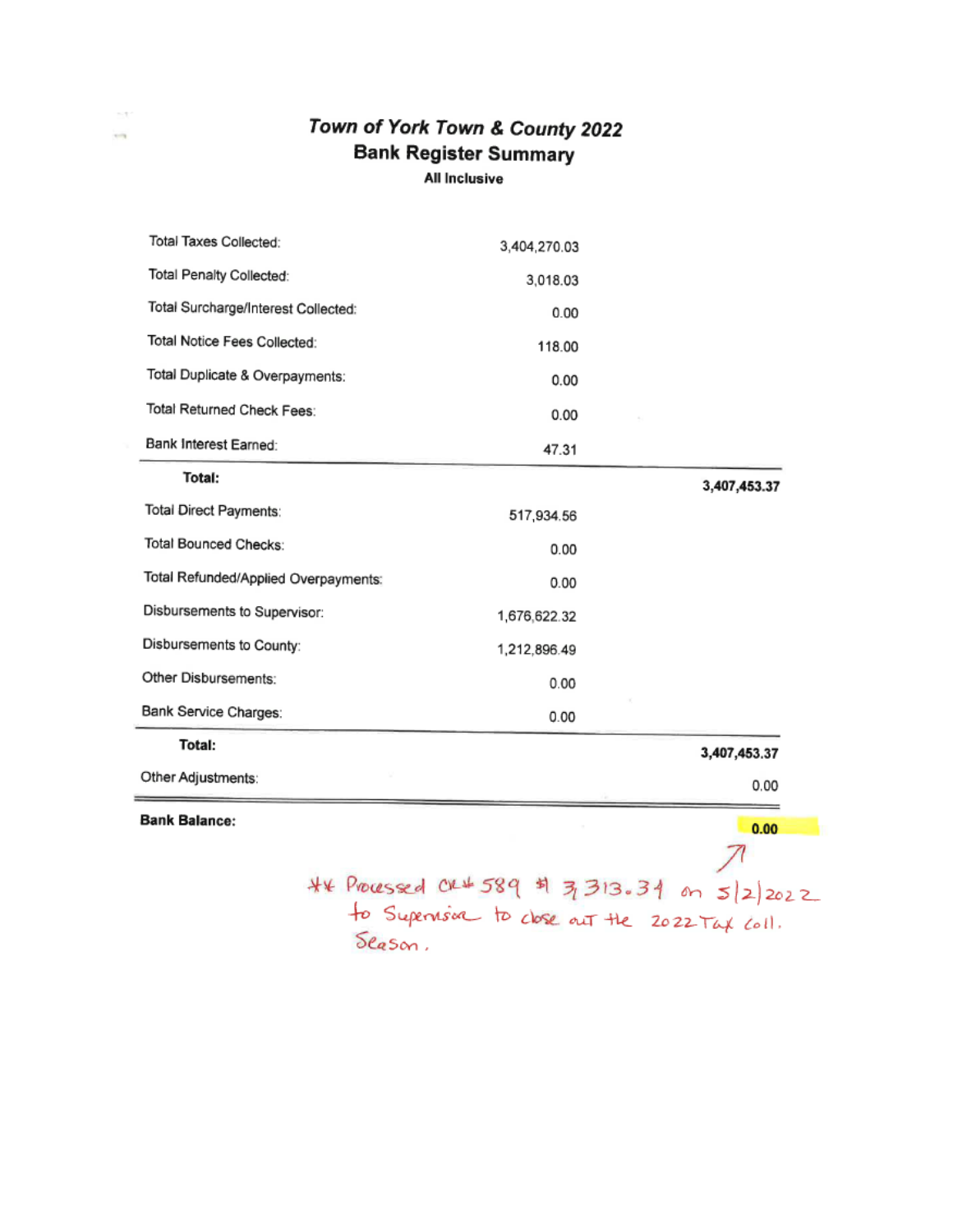# *Town of York Town & County 2022*

## Bank Register Summary

**All Inclusive**

| | | |
|---|---|---|
| Total Taxes Collected: | 3,404,270.03 | |
| Total Penalty Collected: | 3,018.03 | |
| Total Surcharge/Interest Collected: | 0.00 | |
| Total Notice Fees Collected: | 118.00 | |
| Total Duplicate & Overpayments: | 0.00 | |
| Total Returned Check Fees: | 0.00 | |
| Bank Interest Earned: | 47.31 | |
| **Total:** | | **3,407,453.37** |
| Total Direct Payments: | 517,934.56 | |
| Total Bounced Checks: | 0.00 | |
| Total Refunded/Applied Overpayments: | 0.00 | |
| Disbursements to Supervisor: | 1,676,622.32 | |
| Disbursements to County: | 1,212,896.49 | |
| Other Disbursements: | 0.00 | |
| Bank Service Charges: | 0.00 | |
| **Total:** | | **3,407,453.37** |
| Other Adjustments: | | 0.00 |
| **Bank Balance:** | | **0.00** |

** Processed Ck # 589 $ 3,313.34 on 5/2/2022 to Supervisor to close out the 2022 Tax Coll. Season.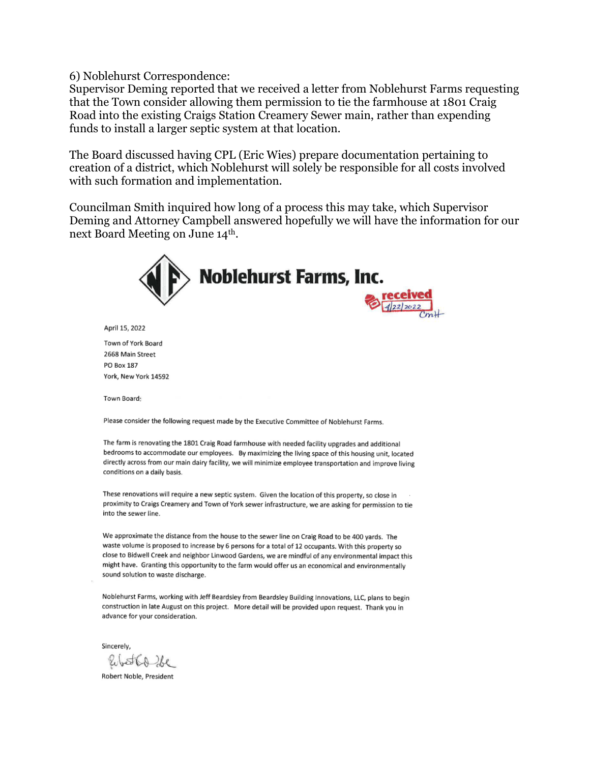6) Noblehurst Correspondence:
Supervisor Deming reported that we received a letter from Noblehurst Farms requesting that the Town consider allowing them permission to tie the farmhouse at 1801 Craig Road into the existing Craigs Station Creamery Sewer main, rather than expending funds to install a larger septic system at that location.

The Board discussed having CPL (Eric Wies) prepare documentation pertaining to creation of a district, which Noblehurst will solely be responsible for all costs involved with such formation and implementation.

Councilman Smith inquired how long of a process this may take, which Supervisor Deming and Attorney Campbell answered hopefully we will have the information for our next Board Meeting on June 14th.

**Noblehurst Farms, Inc.**

received 4/22/2022 CmH

April 15, 2022

Town of York Board
2668 Main Street
PO Box 187
York, New York 14592

Town Board:

Please consider the following request made by the Executive Committee of Noblehurst Farms.

The farm is renovating the 1801 Craig Road farmhouse with needed facility upgrades and additional bedrooms to accommodate our employees. By maximizing the living space of this housing unit, located directly across from our main dairy facility, we will minimize employee transportation and improve living conditions on a daily basis.

These renovations will require a new septic system. Given the location of this property, so close in proximity to Craigs Creamery and Town of York sewer infrastructure, we are asking for permission to tie into the sewer line.

We approximate the distance from the house to the sewer line on Craig Road to be 400 yards. The waste volume is proposed to increase by 6 persons for a total of 12 occupants. With this property so close to Bidwell Creek and neighbor Linwood Gardens, we are mindful of any environmental impact this might have. Granting this opportunity to the farm would offer us an economical and environmentally sound solution to waste discharge.

Noblehurst Farms, working with Jeff Beardsley from Beardsley Building Innovations, LLC, plans to begin construction in late August on this project. More detail will be provided upon request. Thank you in advance for your consideration.

Sincerely,

Robert Noble, President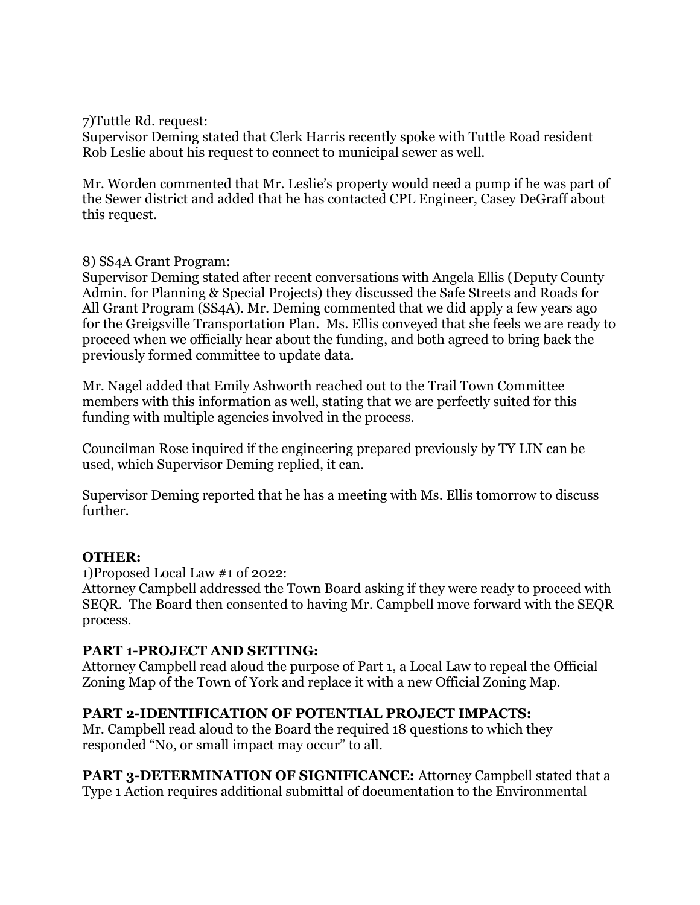7)Tuttle Rd. request:
Supervisor Deming stated that Clerk Harris recently spoke with Tuttle Road resident Rob Leslie about his request to connect to municipal sewer as well.

Mr. Worden commented that Mr. Leslie's property would need a pump if he was part of the Sewer district and added that he has contacted CPL Engineer, Casey DeGraff about this request.

8) SS4A Grant Program:
Supervisor Deming stated after recent conversations with Angela Ellis (Deputy County Admin. for Planning & Special Projects) they discussed the Safe Streets and Roads for All Grant Program (SS4A). Mr. Deming commented that we did apply a few years ago for the Greigsville Transportation Plan. Ms. Ellis conveyed that she feels we are ready to proceed when we officially hear about the funding, and both agreed to bring back the previously formed committee to update data.

Mr. Nagel added that Emily Ashworth reached out to the Trail Town Committee members with this information as well, stating that we are perfectly suited for this funding with multiple agencies involved in the process.

Councilman Rose inquired if the engineering prepared previously by TY LIN can be used, which Supervisor Deming replied, it can.

Supervisor Deming reported that he has a meeting with Ms. Ellis tomorrow to discuss further.

**OTHER:**

1)Proposed Local Law #1 of 2022:
Attorney Campbell addressed the Town Board asking if they were ready to proceed with SEQR. The Board then consented to having Mr. Campbell move forward with the SEQR process.

**PART 1-PROJECT AND SETTING:**
Attorney Campbell read aloud the purpose of Part 1, a Local Law to repeal the Official Zoning Map of the Town of York and replace it with a new Official Zoning Map.

**PART 2-IDENTIFICATION OF POTENTIAL PROJECT IMPACTS:**
Mr. Campbell read aloud to the Board the required 18 questions to which they responded "No, or small impact may occur" to all.

**PART 3-DETERMINATION OF SIGNIFICANCE:** Attorney Campbell stated that a Type 1 Action requires additional submittal of documentation to the Environmental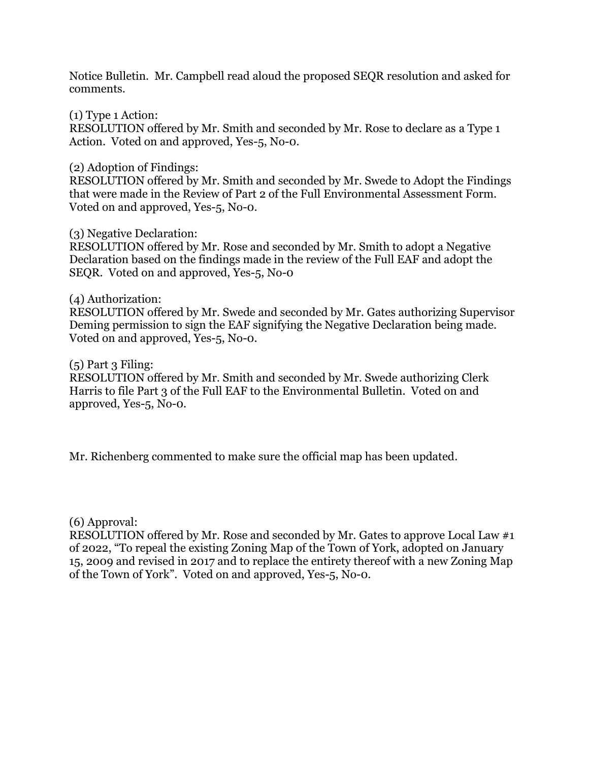Notice Bulletin. Mr. Campbell read aloud the proposed SEQR resolution and asked for comments.

(1) Type 1 Action:
RESOLUTION offered by Mr. Smith and seconded by Mr. Rose to declare as a Type 1 Action. Voted on and approved, Yes-5, No-0.

(2) Adoption of Findings:
RESOLUTION offered by Mr. Smith and seconded by Mr. Swede to Adopt the Findings that were made in the Review of Part 2 of the Full Environmental Assessment Form. Voted on and approved, Yes-5, No-0.

(3) Negative Declaration:
RESOLUTION offered by Mr. Rose and seconded by Mr. Smith to adopt a Negative Declaration based on the findings made in the review of the Full EAF and adopt the SEQR. Voted on and approved, Yes-5, No-0

(4) Authorization:
RESOLUTION offered by Mr. Swede and seconded by Mr. Gates authorizing Supervisor Deming permission to sign the EAF signifying the Negative Declaration being made. Voted on and approved, Yes-5, No-0.

(5) Part 3 Filing:
RESOLUTION offered by Mr. Smith and seconded by Mr. Swede authorizing Clerk Harris to file Part 3 of the Full EAF to the Environmental Bulletin. Voted on and approved, Yes-5, No-0.

Mr. Richenberg commented to make sure the official map has been updated.

(6) Approval:
RESOLUTION offered by Mr. Rose and seconded by Mr. Gates to approve Local Law #1 of 2022, "To repeal the existing Zoning Map of the Town of York, adopted on January 15, 2009 and revised in 2017 and to replace the entirety thereof with a new Zoning Map of the Town of York". Voted on and approved, Yes-5, No-0.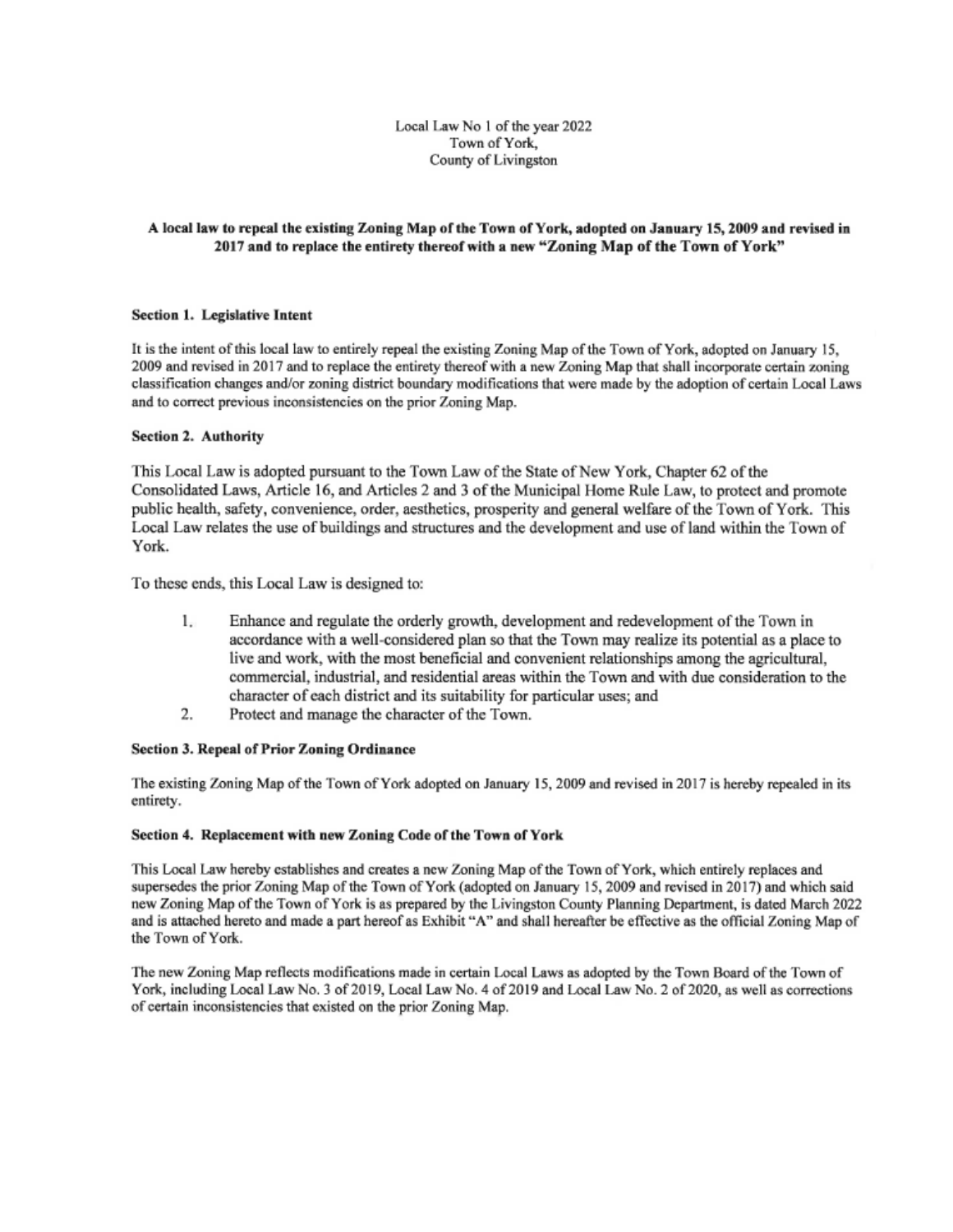Local Law No 1 of the year 2022
Town of York,
County of Livingston

**A local law to repeal the existing Zoning Map of the Town of York, adopted on January 15, 2009 and revised in 2017 and to replace the entirety thereof with a new "Zoning Map of the Town of York"**

**Section 1. Legislative Intent**

It is the intent of this local law to entirely repeal the existing Zoning Map of the Town of York, adopted on January 15, 2009 and revised in 2017 and to replace the entirety thereof with a new Zoning Map that shall incorporate certain zoning classification changes and/or zoning district boundary modifications that were made by the adoption of certain Local Laws and to correct previous inconsistencies on the prior Zoning Map.

**Section 2. Authority**

This Local Law is adopted pursuant to the Town Law of the State of New York, Chapter 62 of the Consolidated Laws, Article 16, and Articles 2 and 3 of the Municipal Home Rule Law, to protect and promote public health, safety, convenience, order, aesthetics, prosperity and general welfare of the Town of York. This Local Law relates the use of buildings and structures and the development and use of land within the Town of York.

To these ends, this Local Law is designed to:

1. Enhance and regulate the orderly growth, development and redevelopment of the Town in accordance with a well-considered plan so that the Town may realize its potential as a place to live and work, with the most beneficial and convenient relationships among the agricultural, commercial, industrial, and residential areas within the Town and with due consideration to the character of each district and its suitability for particular uses; and
2. Protect and manage the character of the Town.

**Section 3. Repeal of Prior Zoning Ordinance**

The existing Zoning Map of the Town of York adopted on January 15, 2009 and revised in 2017 is hereby repealed in its entirety.

**Section 4. Replacement with new Zoning Code of the Town of York**

This Local Law hereby establishes and creates a new Zoning Map of the Town of York, which entirely replaces and supersedes the prior Zoning Map of the Town of York (adopted on January 15, 2009 and revised in 2017) and which said new Zoning Map of the Town of York is as prepared by the Livingston County Planning Department, is dated March 2022 and is attached hereto and made a part hereof as Exhibit "A" and shall hereafter be effective as the official Zoning Map of the Town of York.

The new Zoning Map reflects modifications made in certain Local Laws as adopted by the Town Board of the Town of York, including Local Law No. 3 of 2019, Local Law No. 4 of 2019 and Local Law No. 2 of 2020, as well as corrections of certain inconsistencies that existed on the prior Zoning Map.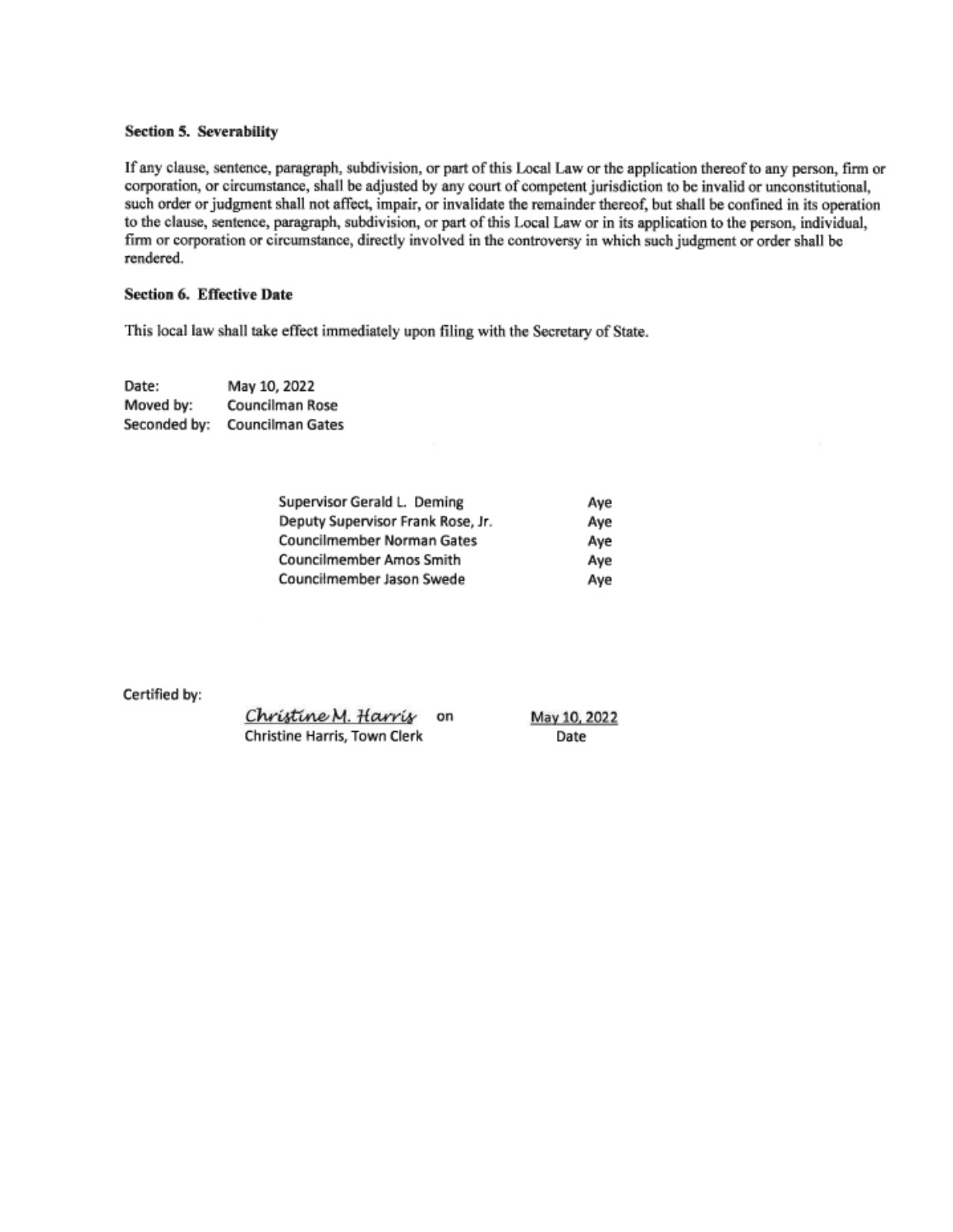**Section 5. Severability**

If any clause, sentence, paragraph, subdivision, or part of this Local Law or the application thereof to any person, firm or corporation, or circumstance, shall be adjusted by any court of competent jurisdiction to be invalid or unconstitutional, such order or judgment shall not affect, impair, or invalidate the remainder thereof, but shall be confined in its operation to the clause, sentence, paragraph, subdivision, or part of this Local Law or in its application to the person, individual, firm or corporation or circumstance, directly involved in the controversy in which such judgment or order shall be rendered.

**Section 6. Effective Date**

This local law shall take effect immediately upon filing with the Secretary of State.

Date: May 10, 2022
Moved by: Councilman Rose
Seconded by: Councilman Gates

| | |
|---|---|
| Supervisor Gerald L. Deming | Aye |
| Deputy Supervisor Frank Rose, Jr. | Aye |
| Councilmember Norman Gates | Aye |
| Councilmember Amos Smith | Aye |
| Councilmember Jason Swede | Aye |

Certified by:

*Christine M. Harris* on May 10, 2022
Christine Harris, Town Clerk — Date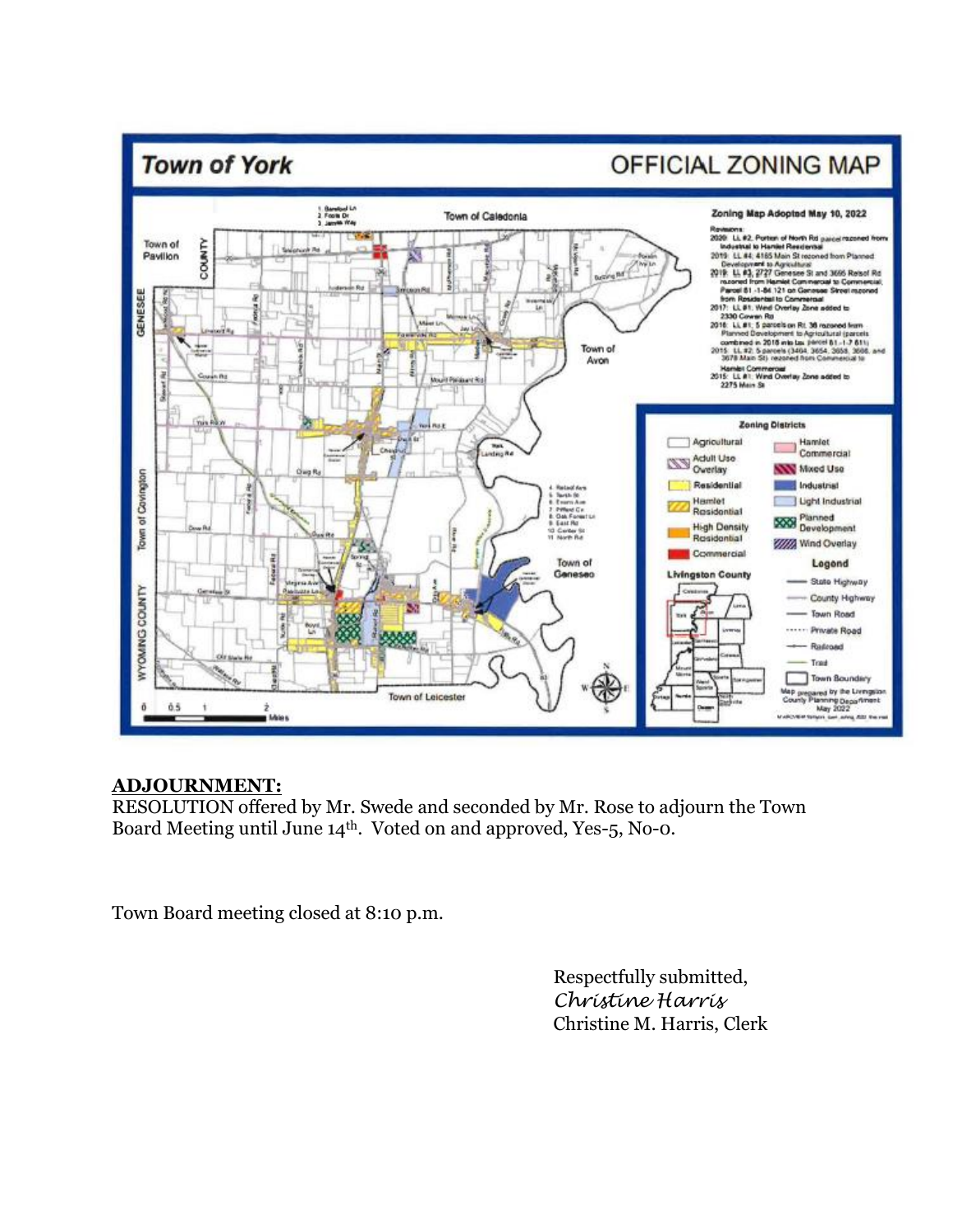## ADJOURNMENT:

RESOLUTION offered by Mr. Swede and seconded by Mr. Rose to adjourn the Town Board Meeting until June 14th. Voted on and approved, Yes-5, No-0.

Town Board meeting closed at 8:10 p.m.

Respectfully submitted,
*Christine Harris*
Christine M. Harris, Clerk